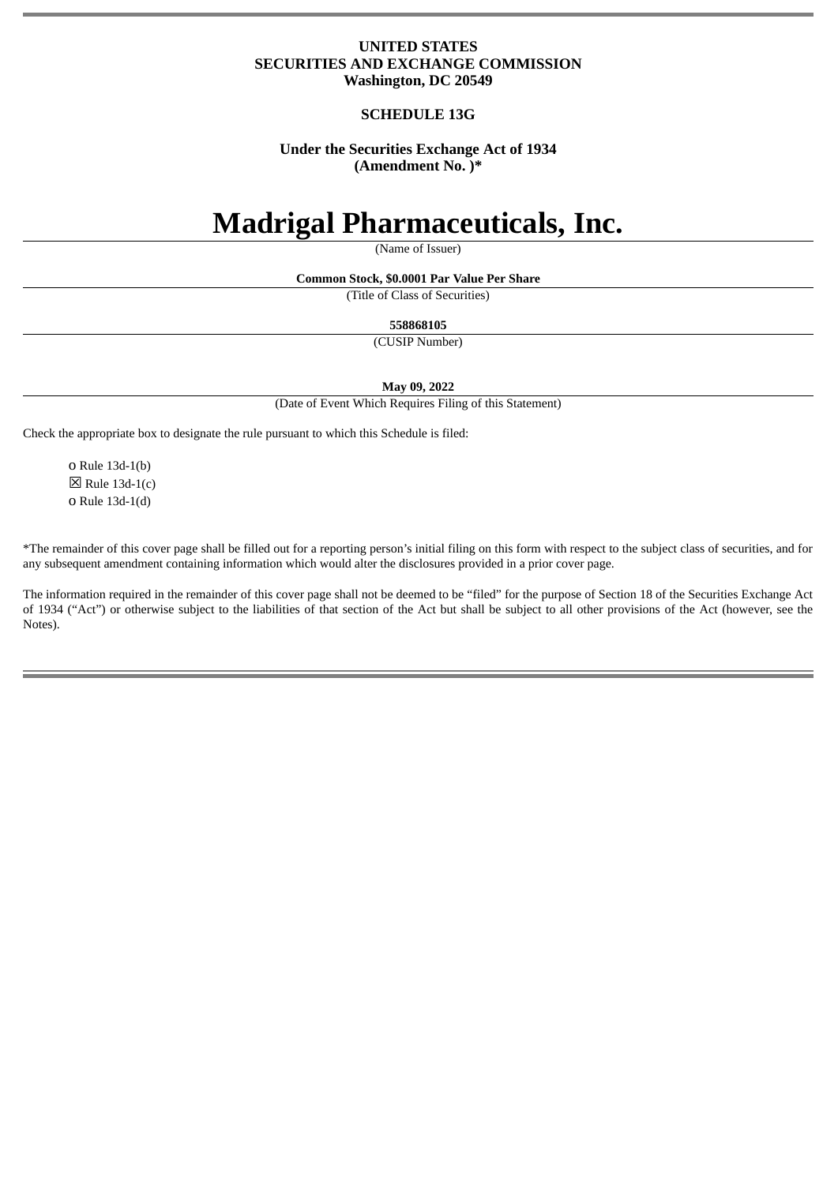**UNITED STATES**
**SECURITIES AND EXCHANGE COMMISSION**
**Washington, DC 20549**

**SCHEDULE 13G**

**Under the Securities Exchange Act of 1934**
**(Amendment No. )***

# Madrigal Pharmaceuticals, Inc.

(Name of Issuer)

**Common Stock, $0.0001 Par Value Per Share**

(Title of Class of Securities)

**558868105**

(CUSIP Number)

**May 09, 2022**

(Date of Event Which Requires Filing of this Statement)

Check the appropriate box to designate the rule pursuant to which this Schedule is filed:

o Rule 13d-1(b)
☒ Rule 13d-1(c)
o Rule 13d-1(d)

*The remainder of this cover page shall be filled out for a reporting person's initial filing on this form with respect to the subject class of securities, and for any subsequent amendment containing information which would alter the disclosures provided in a prior cover page.

The information required in the remainder of this cover page shall not be deemed to be "filed" for the purpose of Section 18 of the Securities Exchange Act of 1934 ("Act") or otherwise subject to the liabilities of that section of the Act but shall be subject to all other provisions of the Act (however, see the Notes).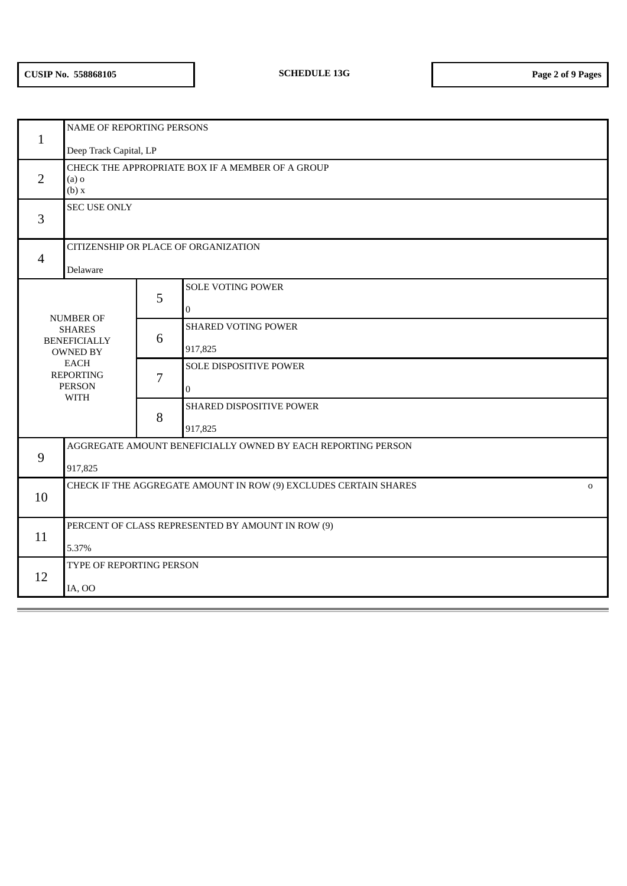CUSIP No. 558868105 | SCHEDULE 13G

| | | | |
|---|---|---|---|
| 1 | NAME OF REPORTING PERSONS<br><br>Deep Track Capital, LP | | |
| 2 | CHECK THE APPROPRIATE BOX IF A MEMBER OF A GROUP<br>(a) o<br>(b) x | | |
| 3 | SEC USE ONLY | | |
| 4 | CITIZENSHIP OR PLACE OF ORGANIZATION<br><br>Delaware | | |
| NUMBER OF SHARES BENEFICIALLY OWNED BY EACH REPORTING PERSON WITH | | 5 | SOLE VOTING POWER<br><br>0 |
| | | 6 | SHARED VOTING POWER<br><br>917,825 |
| | | 7 | SOLE DISPOSITIVE POWER<br><br>0 |
| | | 8 | SHARED DISPOSITIVE POWER<br><br>917,825 |
| 9 | AGGREGATE AMOUNT BENEFICIALLY OWNED BY EACH REPORTING PERSON<br><br>917,825 | | |
| 10 | CHECK IF THE AGGREGATE AMOUNT IN ROW (9) EXCLUDES CERTAIN SHARES o | | |
| 11 | PERCENT OF CLASS REPRESENTED BY AMOUNT IN ROW (9)<br><br>5.37% | | |
| 12 | TYPE OF REPORTING PERSON<br><br>IA, OO | | |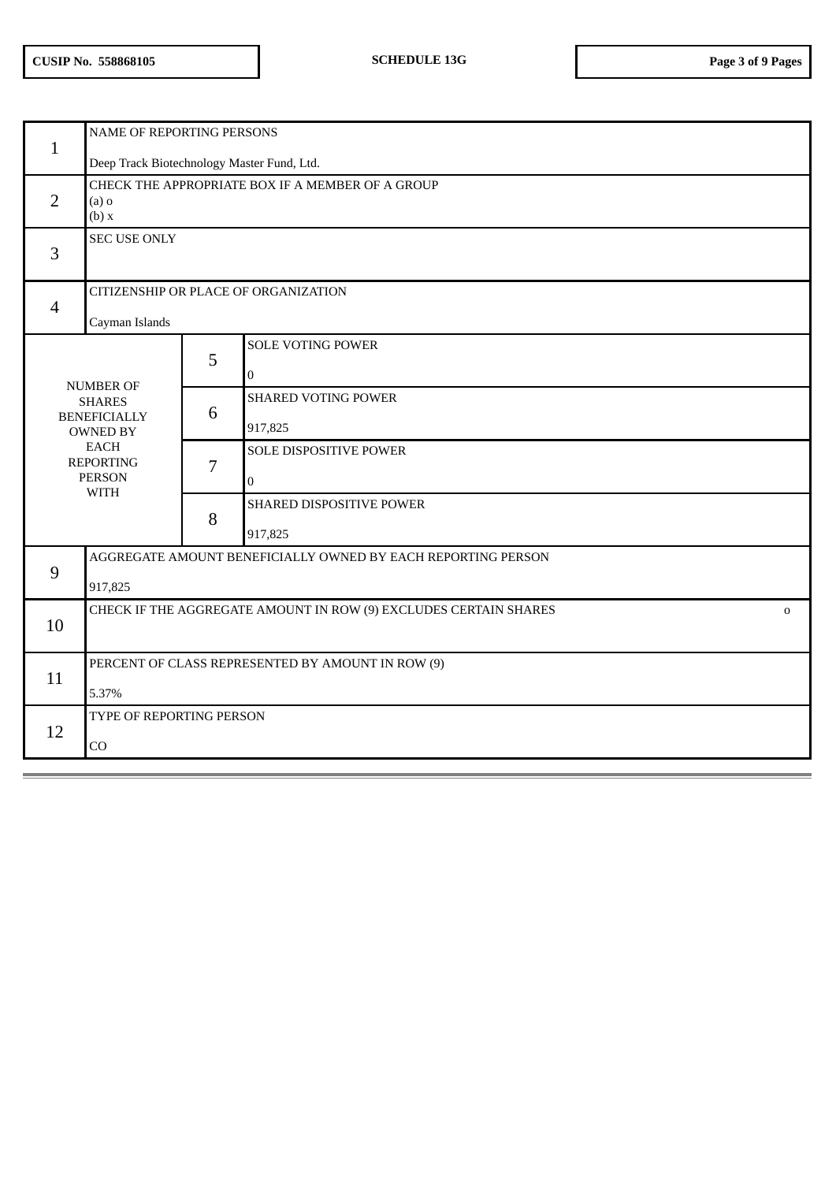CUSIP No. 558868105 | SCHEDULE 13G

| | | | |
|---|---|---|---|
| 1 | NAME OF REPORTING PERSONS<br><br>Deep Track Biotechnology Master Fund, Ltd. | | |
| 2 | CHECK THE APPROPRIATE BOX IF A MEMBER OF A GROUP<br>(a) o<br>(b) x | | |
| 3 | SEC USE ONLY | | |
| 4 | CITIZENSHIP OR PLACE OF ORGANIZATION<br><br>Cayman Islands | | |
| NUMBER OF SHARES BENEFICIALLY OWNED BY EACH REPORTING PERSON WITH | | 5 | SOLE VOTING POWER<br><br>0 |
| | | 6 | SHARED VOTING POWER<br><br>917,825 |
| | | 7 | SOLE DISPOSITIVE POWER<br><br>0 |
| | | 8 | SHARED DISPOSITIVE POWER<br><br>917,825 |
| 9 | AGGREGATE AMOUNT BENEFICIALLY OWNED BY EACH REPORTING PERSON<br><br>917,825 | | |
| 10 | CHECK IF THE AGGREGATE AMOUNT IN ROW (9) EXCLUDES CERTAIN SHARES o | | |
| 11 | PERCENT OF CLASS REPRESENTED BY AMOUNT IN ROW (9)<br><br>5.37% | | |
| 12 | TYPE OF REPORTING PERSON<br><br>CO | | |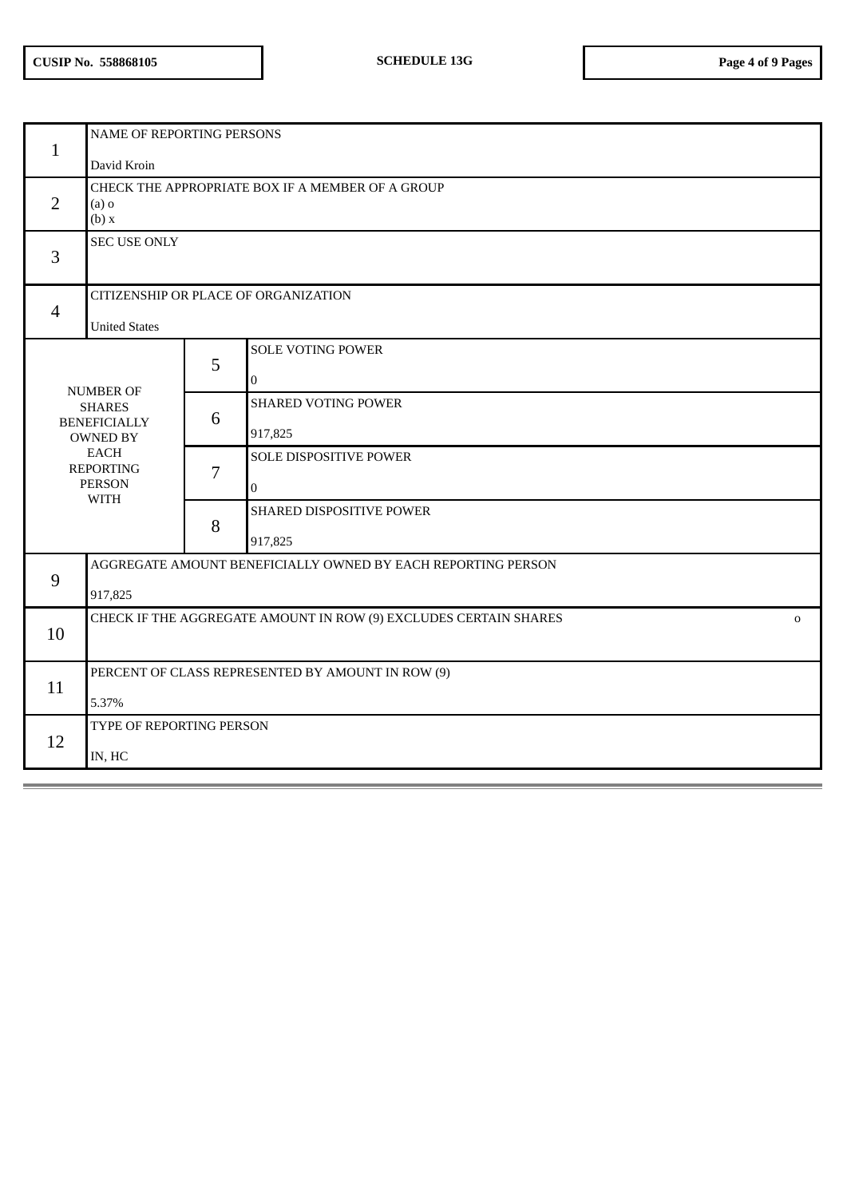| | | | |
|---|---|---|---|
| 1 | NAME OF REPORTING PERSONS<br><br>David Kroin | | |
| 2 | CHECK THE APPROPRIATE BOX IF A MEMBER OF A GROUP<br>(a) o<br>(b) x | | |
| 3 | SEC USE ONLY | | |
| 4 | CITIZENSHIP OR PLACE OF ORGANIZATION<br><br>United States | | |
| NUMBER OF SHARES BENEFICIALLY OWNED BY EACH REPORTING PERSON WITH | | 5 | SOLE VOTING POWER<br><br>0 |
| | | 6 | SHARED VOTING POWER<br><br>917,825 |
| | | 7 | SOLE DISPOSITIVE POWER<br><br>0 |
| | | 8 | SHARED DISPOSITIVE POWER<br><br>917,825 |
| 9 | AGGREGATE AMOUNT BENEFICIALLY OWNED BY EACH REPORTING PERSON<br><br>917,825 | | |
| 10 | CHECK IF THE AGGREGATE AMOUNT IN ROW (9) EXCLUDES CERTAIN SHARES o | | |
| 11 | PERCENT OF CLASS REPRESENTED BY AMOUNT IN ROW (9)<br><br>5.37% | | |
| 12 | TYPE OF REPORTING PERSON<br><br>IN, HC | | |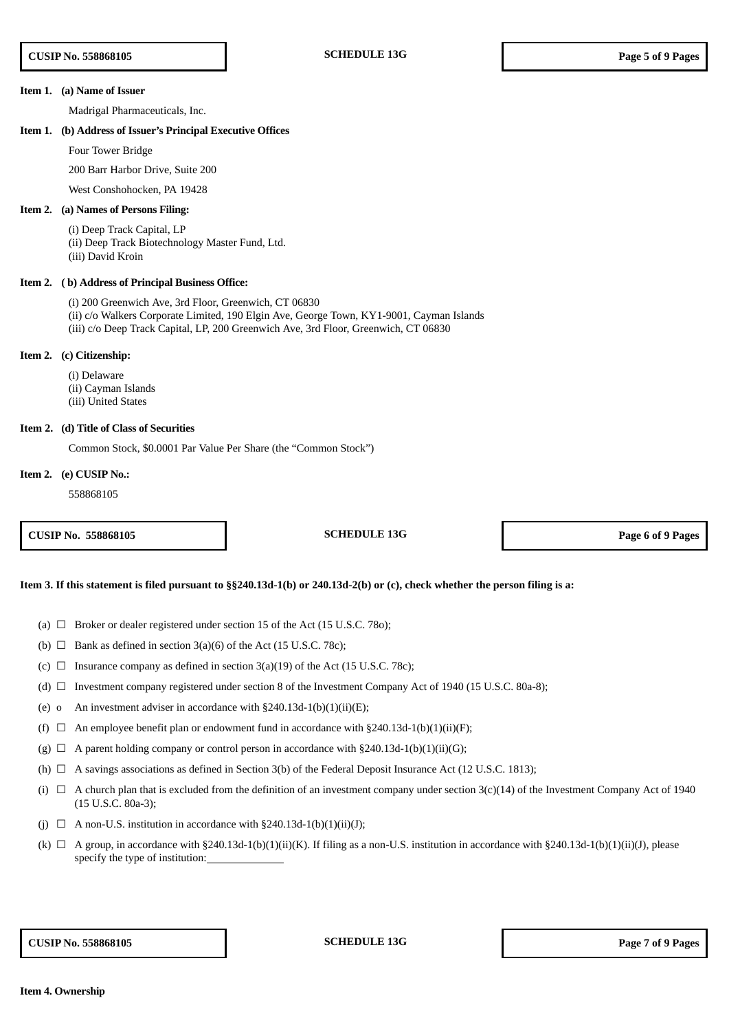**Item 1. (a) Name of Issuer**

Madrigal Pharmaceuticals, Inc.

**Item 1. (b) Address of Issuer's Principal Executive Offices**

Four Tower Bridge

200 Barr Harbor Drive, Suite 200

West Conshohocken, PA 19428

**Item 2. (a) Names of Persons Filing:**

(i) Deep Track Capital, LP
(ii) Deep Track Biotechnology Master Fund, Ltd.
(iii) David Kroin

**Item 2. ( b) Address of Principal Business Office:**

(i) 200 Greenwich Ave, 3rd Floor, Greenwich, CT 06830
(ii) c/o Walkers Corporate Limited, 190 Elgin Ave, George Town, KY1-9001, Cayman Islands
(iii) c/o Deep Track Capital, LP, 200 Greenwich Ave, 3rd Floor, Greenwich, CT 06830

**Item 2. (c) Citizenship:**

(i) Delaware
(ii) Cayman Islands
(iii) United States

**Item 2. (d) Title of Class of Securities**

Common Stock, $0.0001 Par Value Per Share (the "Common Stock")

**Item 2. (e) CUSIP No.:**

558868105

**Item 3. If this statement is filed pursuant to §§240.13d-1(b) or 240.13d-2(b) or (c), check whether the person filing is a:**

(a) ☐ Broker or dealer registered under section 15 of the Act (15 U.S.C. 78o);

(b) ☐ Bank as defined in section 3(a)(6) of the Act (15 U.S.C. 78c);

(c) ☐ Insurance company as defined in section 3(a)(19) of the Act (15 U.S.C. 78c);

(d) ☐ Investment company registered under section 8 of the Investment Company Act of 1940 (15 U.S.C. 80a-8);

(e) o An investment adviser in accordance with §240.13d-1(b)(1)(ii)(E);

(f) ☐ An employee benefit plan or endowment fund in accordance with §240.13d-1(b)(1)(ii)(F);

(g) ☐ A parent holding company or control person in accordance with §240.13d-1(b)(1)(ii)(G);

(h) ☐ A savings associations as defined in Section 3(b) of the Federal Deposit Insurance Act (12 U.S.C. 1813);

(i) ☐ A church plan that is excluded from the definition of an investment company under section 3(c)(14) of the Investment Company Act of 1940 (15 U.S.C. 80a-3);

(j) ☐ A non-U.S. institution in accordance with §240.13d-1(b)(1)(ii)(J);

(k) ☐ A group, in accordance with §240.13d-1(b)(1)(ii)(K). If filing as a non-U.S. institution in accordance with §240.13d-1(b)(1)(ii)(J), please specify the type of institution:\_\_\_\_\_\_\_\_\_\_\_\_\_\_

**Item 4. Ownership**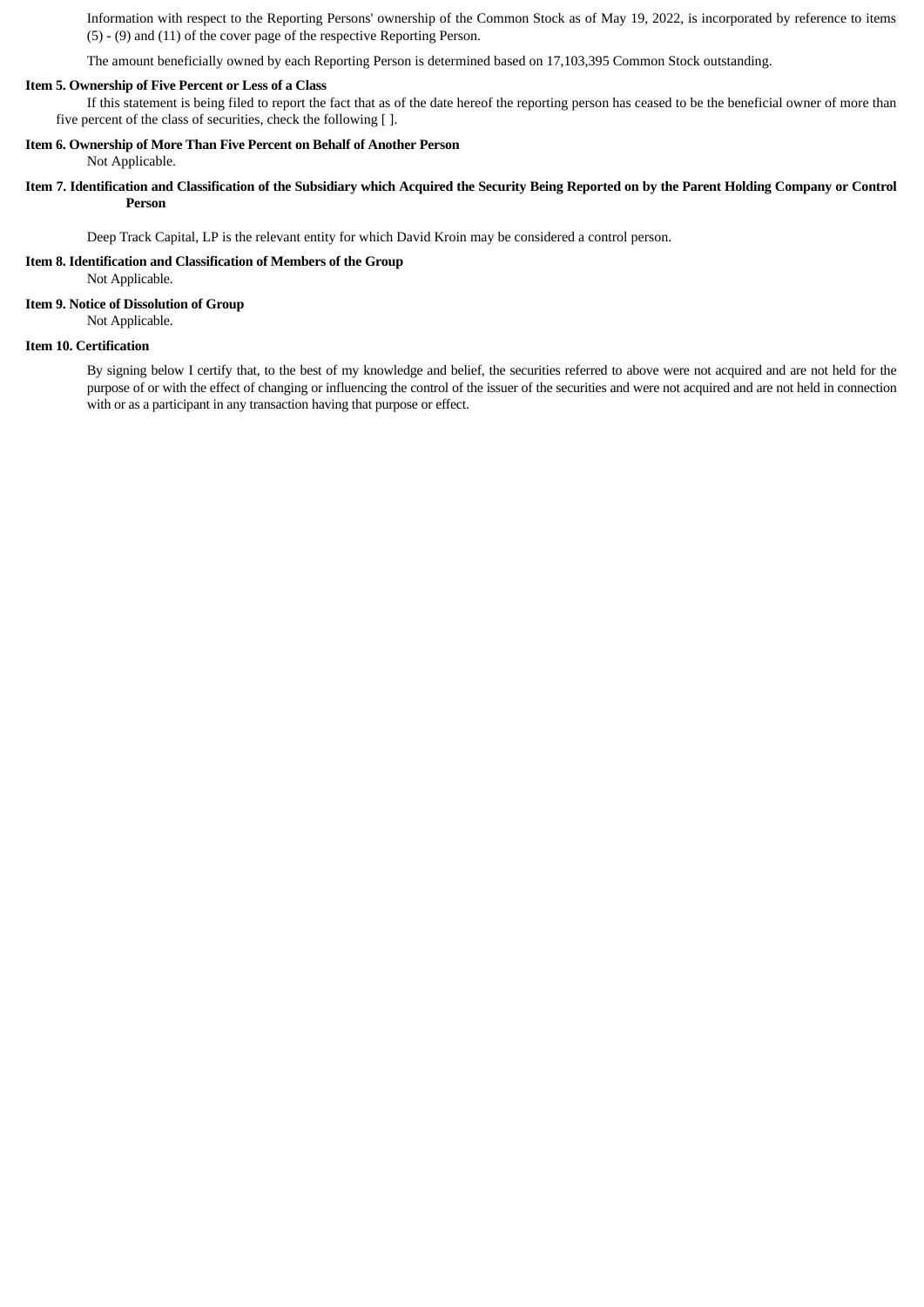Information with respect to the Reporting Persons' ownership of the Common Stock as of May 19, 2022, is incorporated by reference to items (5) - (9) and (11) of the cover page of the respective Reporting Person.

The amount beneficially owned by each Reporting Person is determined based on 17,103,395 Common Stock outstanding.

**Item 5. Ownership of Five Percent or Less of a Class**

If this statement is being filed to report the fact that as of the date hereof the reporting person has ceased to be the beneficial owner of more than five percent of the class of securities, check the following [ ].

**Item 6. Ownership of More Than Five Percent on Behalf of Another Person**

Not Applicable.

**Item 7. Identification and Classification of the Subsidiary which Acquired the Security Being Reported on by the Parent Holding Company or Control Person**

Deep Track Capital, LP is the relevant entity for which David Kroin may be considered a control person.

**Item 8. Identification and Classification of Members of the Group**

Not Applicable.

**Item 9. Notice of Dissolution of Group**

Not Applicable.

**Item 10. Certification**

By signing below I certify that, to the best of my knowledge and belief, the securities referred to above were not acquired and are not held for the purpose of or with the effect of changing or influencing the control of the issuer of the securities and were not acquired and are not held in connection with or as a participant in any transaction having that purpose or effect.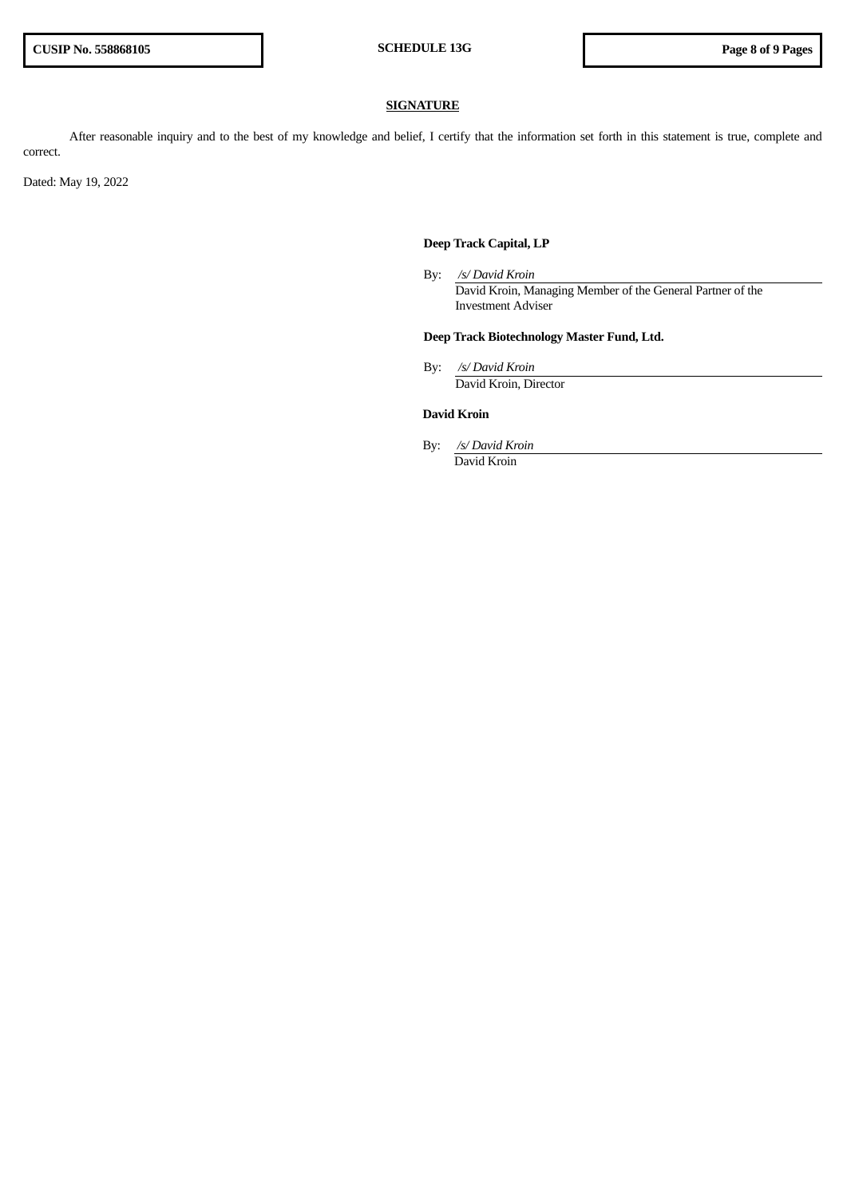## SIGNATURE

After reasonable inquiry and to the best of my knowledge and belief, I certify that the information set forth in this statement is true, complete and correct.

Dated: May 19, 2022

**Deep Track Capital, LP**

By: */s/ David Kroin*
David Kroin, Managing Member of the General Partner of the Investment Adviser

**Deep Track Biotechnology Master Fund, Ltd.**

By: */s/ David Kroin*
David Kroin, Director

**David Kroin**

By: */s/ David Kroin*
David Kroin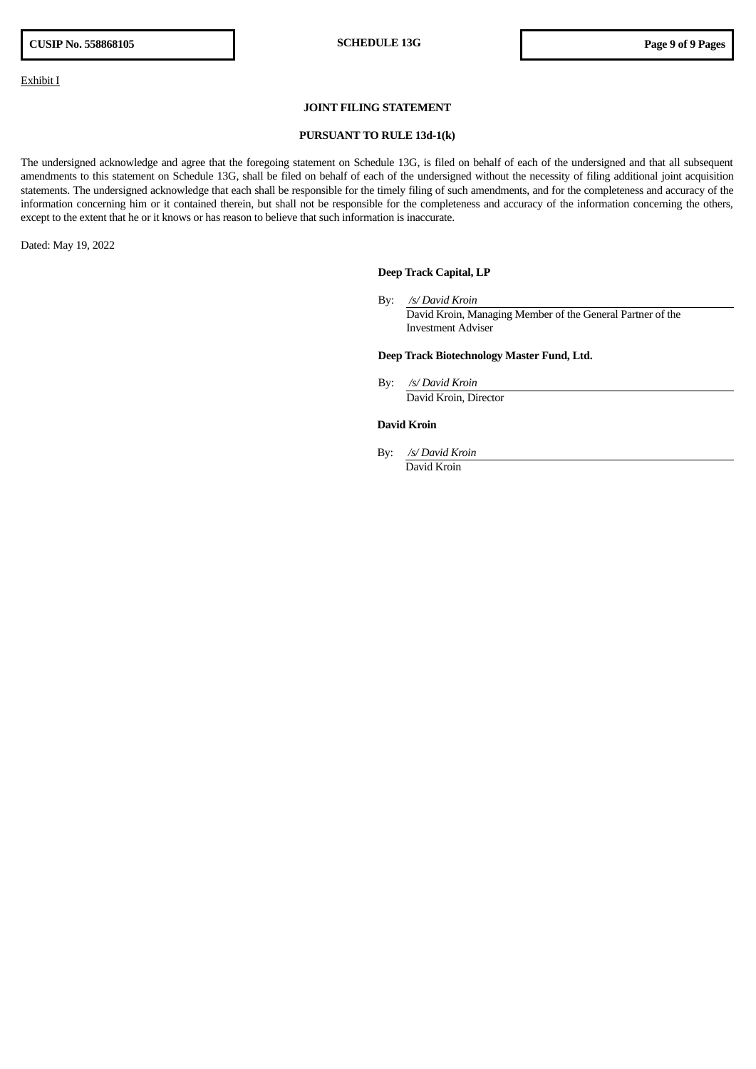Exhibit I

**JOINT FILING STATEMENT**

**PURSUANT TO RULE 13d-1(k)**

The undersigned acknowledge and agree that the foregoing statement on Schedule 13G, is filed on behalf of each of the undersigned and that all subsequent amendments to this statement on Schedule 13G, shall be filed on behalf of each of the undersigned without the necessity of filing additional joint acquisition statements. The undersigned acknowledge that each shall be responsible for the timely filing of such amendments, and for the completeness and accuracy of the information concerning him or it contained therein, but shall not be responsible for the completeness and accuracy of the information concerning the others, except to the extent that he or it knows or has reason to believe that such information is inaccurate.

Dated: May 19, 2022

**Deep Track Capital, LP**

By: */s/ David Kroin*
David Kroin, Managing Member of the General Partner of the Investment Adviser

**Deep Track Biotechnology Master Fund, Ltd.**

By: */s/ David Kroin*
David Kroin, Director

**David Kroin**

By: */s/ David Kroin*
David Kroin